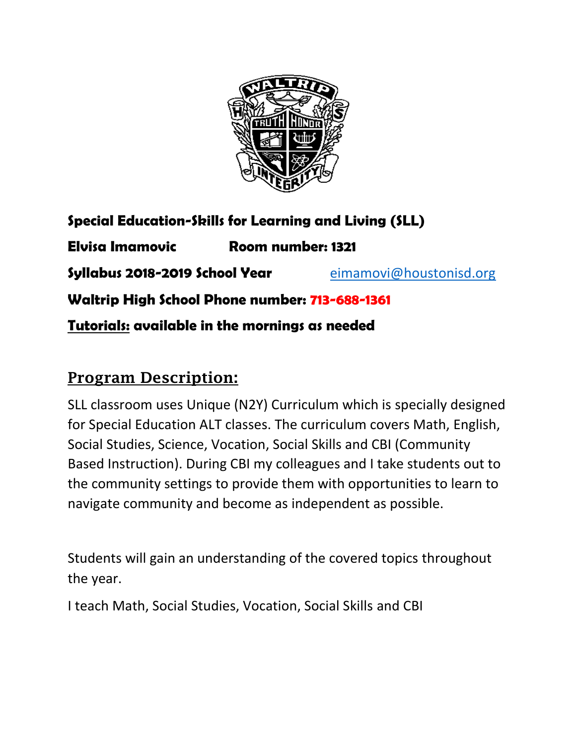**Special Education-Skills for Learning and Living (SLL)**

**Elvisa Imamovic** **Room number: 1321**

**Syllabus 2018-2019 School Year** [eimamovi@houstonisd.org](mailto:eimamovi@houstonisd.org)

**Waltrip High School Phone number: 713-688-1361**

**Tutorials: available in the mornings as needed**

## Program Description:

SLL classroom uses Unique (N2Y) Curriculum which is specially designed for Special Education ALT classes. The curriculum covers Math, English, Social Studies, Science, Vocation, Social Skills and CBI (Community Based Instruction). During CBI my colleagues and I take students out to the community settings to provide them with opportunities to learn to navigate community and become as independent as possible.

Students will gain an understanding of the covered topics throughout the year.

I teach Math, Social Studies, Vocation, Social Skills and CBI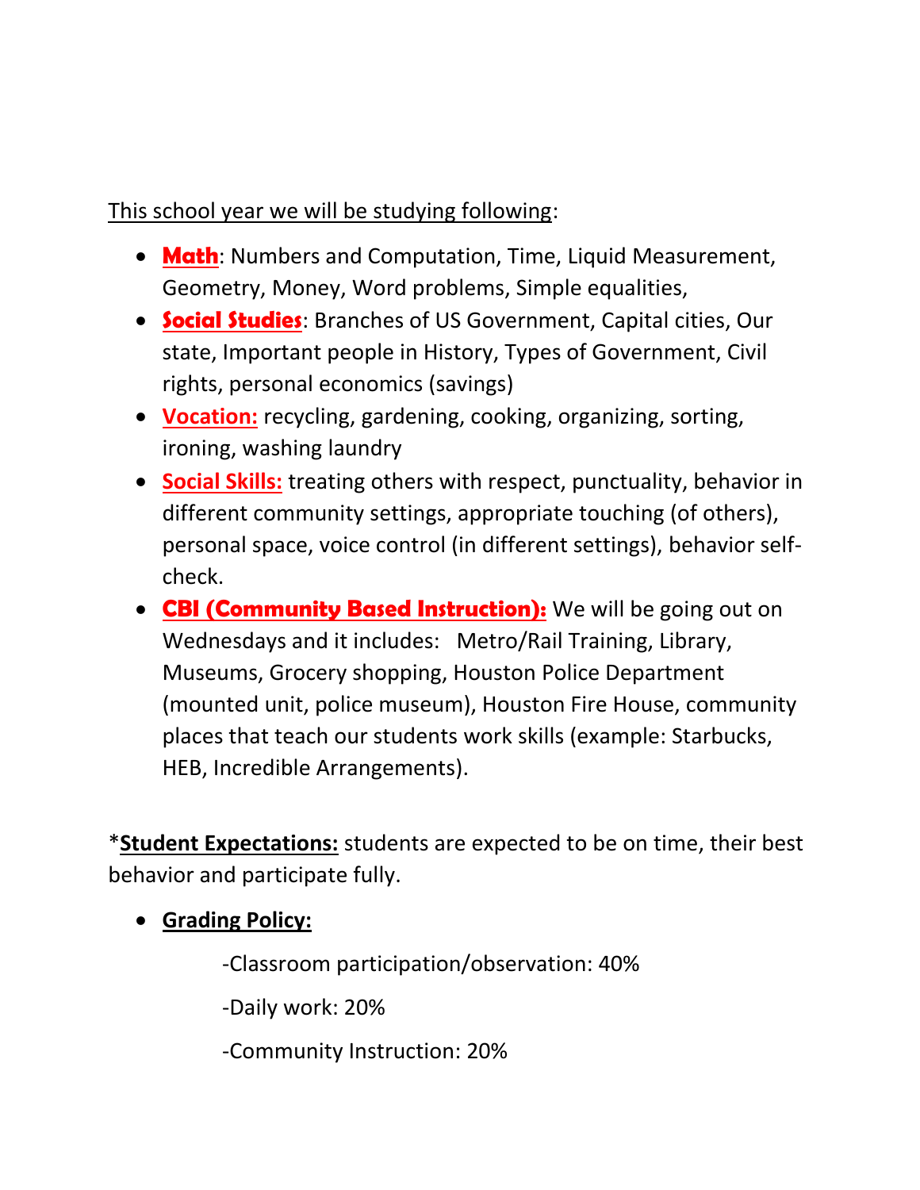This school year we will be studying following:

- **Math**: Numbers and Computation, Time, Liquid Measurement, Geometry, Money, Word problems, Simple equalities,
- **Social Studies**: Branches of US Government, Capital cities, Our state, Important people in History, Types of Government, Civil rights, personal economics (savings)
- **Vocation:** recycling, gardening, cooking, organizing, sorting, ironing, washing laundry
- **Social Skills:** treating others with respect, punctuality, behavior in different community settings, appropriate touching (of others), personal space, voice control (in different settings), behavior self-check.
- **CBI (Community Based Instruction):** We will be going out on Wednesdays and it includes: Metro/Rail Training, Library, Museums, Grocery shopping, Houston Police Department (mounted unit, police museum), Houston Fire House, community places that teach our students work skills (example: Starbucks, HEB, Incredible Arrangements).

***Student Expectations:** students are expected to be on time, their best behavior and participate fully.

- **Grading Policy:**

  -Classroom participation/observation: 40%

  -Daily work: 20%

  -Community Instruction: 20%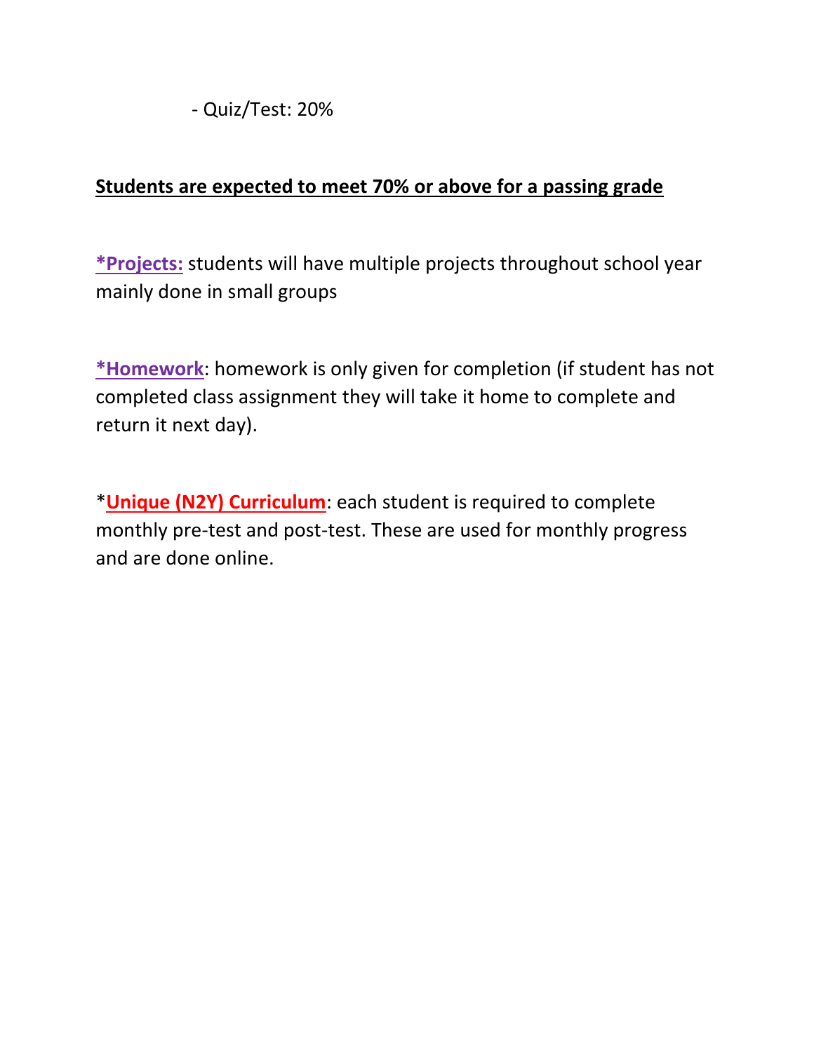- Quiz/Test: 20%

**Students are expected to meet 70% or above for a passing grade**

***Projects:** students will have multiple projects throughout school year mainly done in small groups

***Homework**: homework is only given for completion (if student has not completed class assignment they will take it home to complete and return it next day).

\***Unique (N2Y) Curriculum**: each student is required to complete monthly pre-test and post-test. These are used for monthly progress and are done online.